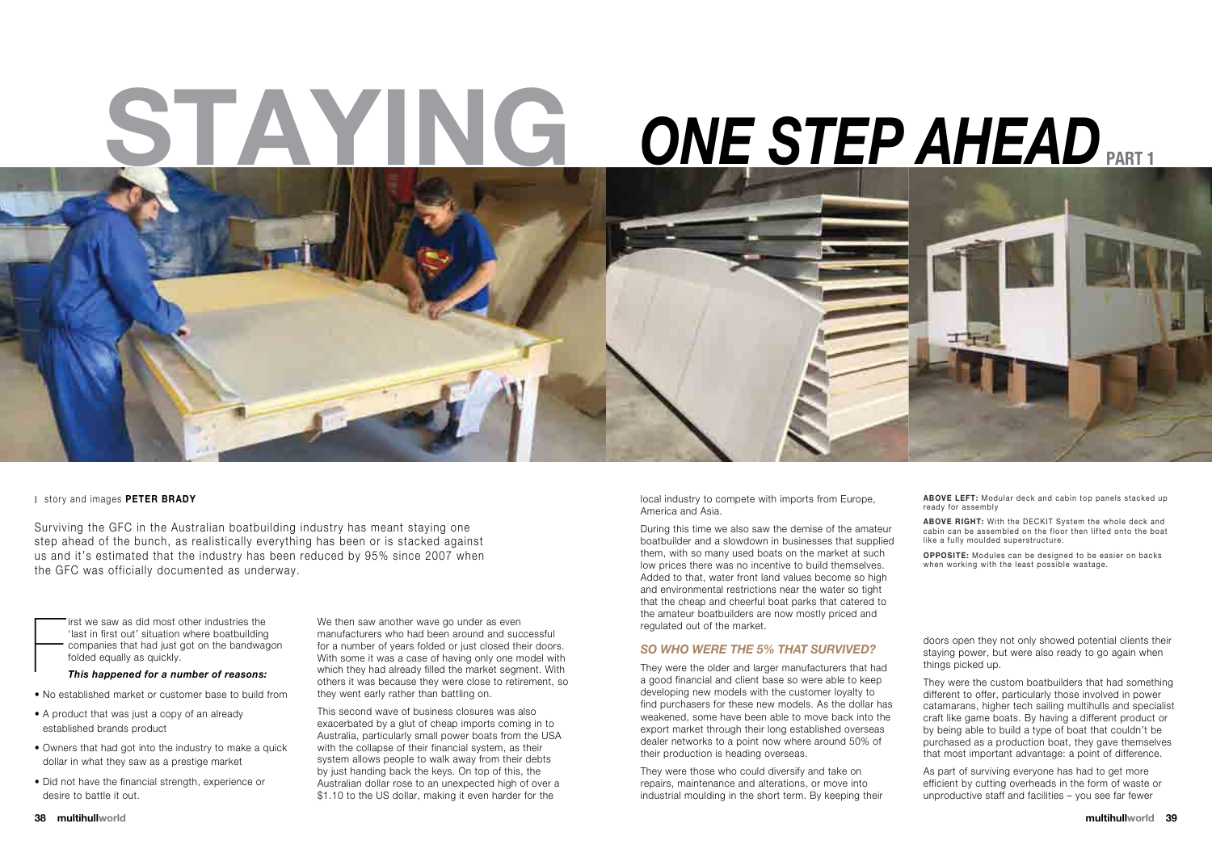# STAYING ONE STEP AHEAD PART 1

story and images **PETER BRADY**

Surviving the GFC in the Australian boatbuilding industry has meant staying one step ahead of the bunch, as realistically everything has been or is stacked against us and it's estimated that the industry has been reduced by 95% since 2007 when the GFC was officially documented as underway.

First we saw as did most other industries the 'last in first out' situation where boatbuilding companies that had just got on the bandwagon folded equally as quickly.

***This happened for a number of reasons:***

- No established market or customer base to build from
- A product that was just a copy of an already established brands product
- Owners that had got into the industry to make a quick dollar in what they saw as a prestige market
- Did not have the financial strength, experience or desire to battle it out.

We then saw another wave go under as even manufacturers who had been around and successful for a number of years folded or just closed their doors. With some it was a case of having only one model with which they had already filled the market segment. With others it was because they were close to retirement, so they went early rather than battling on.

This second wave of business closures was also exacerbated by a glut of cheap imports coming in to Australia, particularly small power boats from the USA with the collapse of their financial system, as their system allows people to walk away from their debts by just handing back the keys. On top of this, the Australian dollar rose to an unexpected high of over a $1.10 to the US dollar, making it even harder for the local industry to compete with imports from Europe, America and Asia.

During this time we also saw the demise of the amateur boatbuilder and a slowdown in businesses that supplied them, with so many used boats on the market at such low prices there was no incentive to build themselves. Added to that, water front land values become so high and environmental restrictions near the water so tight that the cheap and cheerful boat parks that catered to the amateur boatbuilders are now mostly priced and regulated out of the market.

### SO WHO WERE THE 5% THAT SURVIVED?

They were the older and larger manufacturers that had a good financial and client base so were able to keep developing new models with the customer loyalty to find purchasers for these new models. As the dollar has weakened, some have been able to move back into the export market through their long established overseas dealer networks to a point now where around 50% of their production is heading overseas.

They were those who could diversify and take on repairs, maintenance and alterations, or move into industrial moulding in the short term. By keeping their doors open they not only showed potential clients their staying power, but were also ready to go again when things picked up.

They were the custom boatbuilders that had something different to offer, particularly those involved in power catamarans, higher tech sailing multihulls and specialist craft like game boats. By having a different product or by being able to build a type of boat that couldn't be purchased as a production boat, they gave themselves that most important advantage: a point of difference.

As part of surviving everyone has had to get more efficient by cutting overheads in the form of waste or unproductive staff and facilities – you see far fewer

**ABOVE LEFT:** Modular deck and cabin top panels stacked up ready for assembly

**ABOVE RIGHT:** With the DECKIT System the whole deck and cabin can be assembled on the floor then lifted onto the boat like a fully moulded superstructure.

**OPPOSITE:** Modules can be designed to be easier on backs when working with the least possible wastage.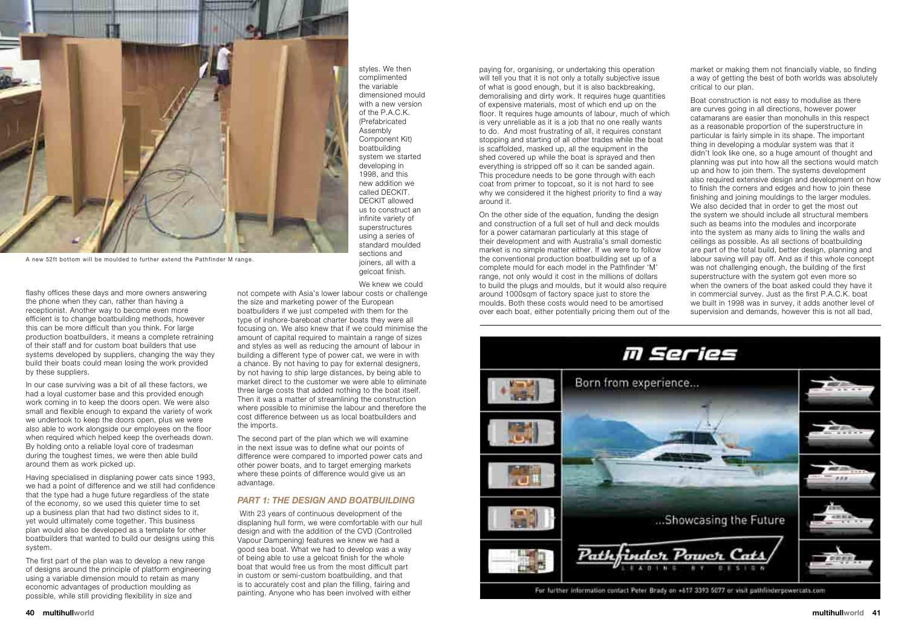A new 52ft bottom will be moulded to further extend the Pathfinder M range.

styles. We then complimented the variable dimensioned mould with a new version of the P.A.C.K. (Prefabricated Assembly Component Kit) boatbuilding system we started developing in 1998, and this new addition we called DECKIT. DECKIT allowed us to construct an infinite variety of superstructures using a series of standard moulded sections and joiners, all with a gelcoat finish.

flashy offices these days and more owners answering the phone when they can, rather than having a receptionist. Another way to become even more efficient is to change boatbuilding methods, however this can be more difficult than you think. For large production boatbuilders, it means a complete retraining of their staff and for custom boat builders that use systems developed by suppliers, changing the way they build their boats could mean losing the work provided by these suppliers.

In our case surviving was a bit of all these factors, we had a loyal customer base and this provided enough work coming in to keep the doors open. We were also small and flexible enough to expand the variety of work we undertook to keep the doors open, plus we were also able to work alongside our employees on the floor when required which helped keep the overheads down. By holding onto a reliable loyal core of tradesman during the toughest times, we were then able build around them as work picked up.

Having specialised in displaning power cats since 1993, we had a point of difference and we still had confidence that the type had a huge future regardless of the state of the economy, so we used this quieter time to set up a business plan that had two distinct sides to it, yet would ultimately come together. This business plan would also be developed as a template for other boatbuilders that wanted to build our designs using this system.

The first part of the plan was to develop a new range of designs around the principle of platform engineering using a variable dimension mould to retain as many economic advantages of production moulding as possible, while still providing flexibility in size and

We knew we could not compete with Asia's lower labour costs or challenge the size and marketing power of the European boatbuilders if we just competed with them for the type of inshore-bareboat charter boats they were all focusing on. We also knew that if we could minimise the amount of capital required to maintain a range of sizes and styles as well as reducing the amount of labour in building a different type of power cat, we were in with a chance. By not having to pay for external designers, by not having to ship large distances, by being able to market direct to the customer we were able to eliminate three large costs that added nothing to the boat itself. Then it was a matter of streamlining the construction where possible to minimise the labour and therefore the cost difference between us as local boatbuilders and the imports.

The second part of the plan which we will examine in the next issue was to define what our points of difference were compared to imported power cats and other power boats, and to target emerging markets where these points of difference would give us an advantage.

### *PART 1: THE DESIGN AND BOATBUILDING*

With 23 years of continuous development of the displaning hull form, we were comfortable with our hull design and with the addition of the CVD (Controlled Vapour Dampening) features we knew we had a good sea boat. What we had to develop was a way of being able to use a gelcoat finish for the whole boat that would free us from the most difficult part in custom or semi-custom boatbuilding, and that is to accurately cost and plan the filling, fairing and painting. Anyone who has been involved with either paying for, organising, or undertaking this operation will tell you that it is not only a totally subjective issue of what is good enough, but it is also backbreaking, demoralising and dirty work. It requires huge quantities of expensive materials, most of which end up on the floor. It requires huge amounts of labour, much of which is very unreliable as it is a job that no one really wants to do. And most frustrating of all, it requires constant stopping and starting of all other trades while the boat is scaffolded, masked up, all the equipment in the shed covered up while the boat is sprayed and then everything is stripped off so it can be sanded again. This procedure needs to be gone through with each coat from primer to topcoat, so it is not hard to see why we considered it the highest priority to find a way around it.

On the other side of the equation, funding the design and construction of a full set of hull and deck moulds for a power catamaran particularly at this stage of their development and with Australia's small domestic market is no simple matter either. If we were to follow the conventional production boatbuilding set up of a complete mould for each model in the Pathfinder 'M' range, not only would it cost in the millions of dollars to build the plugs and moulds, but it would also require around 1000sqm of factory space just to store the moulds. Both these costs would need to be amortised over each boat, either potentially pricing them out of the market or making them not financially viable, so finding a way of getting the best of both worlds was absolutely critical to our plan.

Boat construction is not easy to modulise as there are curves going in all directions, however power catamarans are easier than monohulls in this respect as a reasonable proportion of the superstructure in particular is fairly simple in its shape. The important thing in developing a modular system was that it didn't look like one, so a huge amount of thought and planning was put into how all the sections would match up and how to join them. The systems development also required extensive design and development on how to finish the corners and edges and how to join these finishing and joining mouldings to the larger modules. We also decided that in order to get the most out the system we should include all structural members such as beams into the modules and incorporate into the system as many aids to lining the walls and ceilings as possible. As all sections of boatbuilding are part of the total build, better design, planning and labour saving will pay off. And as if this whole concept was not challenging enough, the building of the first superstructure with the system got even more so when the owners of the boat asked could they have it in commercial survey. Just as the first P.A.C.K. boat we built in 1998 was in survey, it adds another level of supervision and demands, however this is not all bad,

M Series

Born from experience...

...Showcasing the Future

Pathfinder Power Cats — LEADING BY DESIGN

For further information contact Peter Brady on +617 3393 5077 or visit pathfinderpowercats.com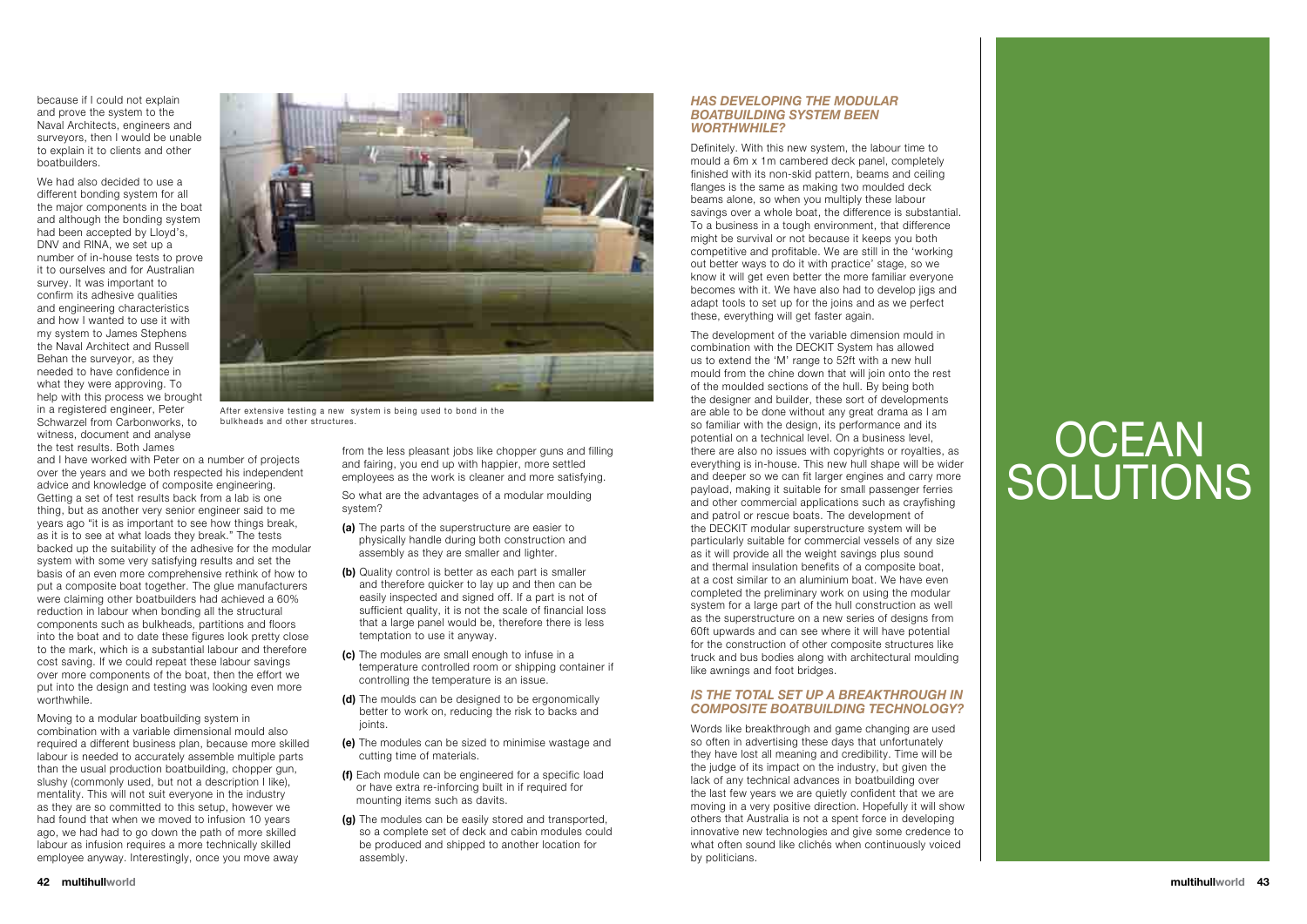because if I could not explain and prove the system to the Naval Architects, engineers and surveyors, then I would be unable to explain it to clients and other boatbuilders.

We had also decided to use a different bonding system for all the major components in the boat and although the bonding system had been accepted by Lloyd's, DNV and RINA, we set up a number of in-house tests to prove it to ourselves and for Australian survey. It was important to confirm its adhesive qualities and engineering characteristics and how I wanted to use it with my system to James Stephens the Naval Architect and Russell Behan the surveyor, as they needed to have confidence in what they were approving. To help with this process we brought in a registered engineer, Peter Schwarzel from Carbonworks, to witness, document and analyse the test results. Both James and I have worked with Peter on a number of projects over the years and we both respected his independent advice and knowledge of composite engineering. Getting a set of test results back from a lab is one thing, but as another very senior engineer said to me years ago "it is as important to see how things break, as it is to see at what loads they break." The tests backed up the suitability of the adhesive for the modular system with some very satisfying results and set the basis of an even more comprehensive rethink of how to put a composite boat together. The glue manufacturers were claiming other boatbuilders had achieved a 60% reduction in labour when bonding all the structural components such as bulkheads, partitions and floors into the boat and to date these figures look pretty close to the mark, which is a substantial labour and therefore cost saving. If we could repeat these labour savings over more components of the boat, then the effort we put into the design and testing was looking even more worthwhile.

After extensive testing a new system is being used to bond in the bulkheads and other structures.

Moving to a modular boatbuilding system in combination with a variable dimensional mould also required a different business plan, because more skilled labour is needed to accurately assemble multiple parts than the usual production boatbuilding, chopper gun, slushy (commonly used, but not a description I like), mentality. This will not suit everyone in the industry as they are so committed to this setup, however we had found that when we moved to infusion 10 years ago, we had had to go down the path of more skilled labour as infusion requires a more technically skilled employee anyway. Interestingly, once you move away from the less pleasant jobs like chopper guns and filling and fairing, you end up with happier, more settled employees as the work is cleaner and more satisfying.

So what are the advantages of a modular moulding system?

**(a)** The parts of the superstructure are easier to physically handle during both construction and assembly as they are smaller and lighter.

**(b)** Quality control is better as each part is smaller and therefore quicker to lay up and then can be easily inspected and signed off. If a part is not of sufficient quality, it is not the scale of financial loss that a large panel would be, therefore there is less temptation to use it anyway.

**(c)** The modules are small enough to infuse in a temperature controlled room or shipping container if controlling the temperature is an issue.

**(d)** The moulds can be designed to be ergonomically better to work on, reducing the risk to backs and joints.

**(e)** The modules can be sized to minimise wastage and cutting time of materials.

**(f)** Each module can be engineered for a specific load or have extra re-inforcing built in if required for mounting items such as davits.

**(g)** The modules can be easily stored and transported, so a complete set of deck and cabin modules could be produced and shipped to another location for assembly.

### *HAS DEVELOPING THE MODULAR BOATBUILDING SYSTEM BEEN WORTHWHILE?*

Definitely. With this new system, the labour time to mould a 6m x 1m cambered deck panel, completely finished with its non-skid pattern, beams and ceiling flanges is the same as making two moulded deck beams alone, so when you multiply these labour savings over a whole boat, the difference is substantial. To a business in a tough environment, that difference might be survival or not because it keeps you both competitive and profitable. We are still in the 'working out better ways to do it with practice' stage, so we know it will get even better the more familiar everyone becomes with it. We have also had to develop jigs and adapt tools to set up for the joins and as we perfect these, everything will get faster again.

The development of the variable dimension mould in combination with the DECKIT System has allowed us to extend the 'M' range to 52ft with a new hull mould from the chine down that will join onto the rest of the moulded sections of the hull. By being both the designer and builder, these sort of developments are able to be done without any great drama as I am so familiar with the design, its performance and its potential on a technical level. On a business level, there are also no issues with copyrights or royalties, as everything is in-house. This new hull shape will be wider and deeper so we can fit larger engines and carry more payload, making it suitable for small passenger ferries and other commercial applications such as crayfishing and patrol or rescue boats. The development of the DECKIT modular superstructure system will be particularly suitable for commercial vessels of any size as it will provide all the weight savings plus sound and thermal insulation benefits of a composite boat, at a cost similar to an aluminium boat. We have even completed the preliminary work on using the modular system for a large part of the hull construction as well as the superstructure on a new series of designs from 60ft upwards and can see where it will have potential for the construction of other composite structures like truck and bus bodies along with architectural moulding like awnings and foot bridges.

### *IS THE TOTAL SET UP A BREAKTHROUGH IN COMPOSITE BOATBUILDING TECHNOLOGY?*

Words like breakthrough and game changing are used so often in advertising these days that unfortunately they have lost all meaning and credibility. Time will be the judge of its impact on the industry, but given the lack of any technical advances in boatbuilding over the last few years we are quietly confident that we are moving in a very positive direction. Hopefully it will show others that Australia is not a spent force in developing innovative new technologies and give some credence to what often sound like clichés when continuously voiced by politicians.

# OCEAN SOLUTIONS